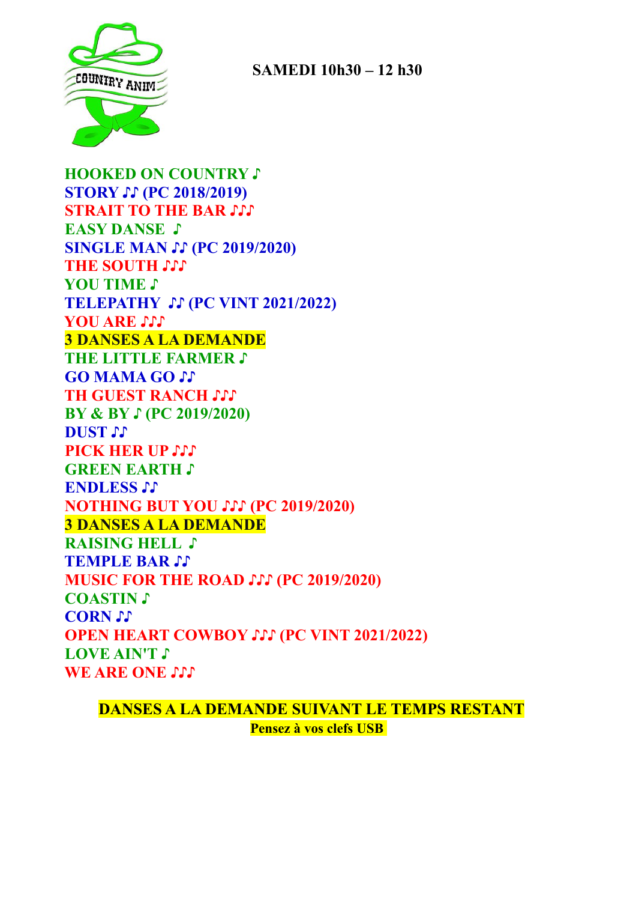COUNTRY ANIM

**SAMEDI 10h30 – 12 h30**

**HOOKED ON COUNTRY ♪**
**STORY ♫ (PC 2018/2019)**
**STRAIT TO THE BAR ♫♪**
**EASY DANSE ♪**
**SINGLE MAN ♫ (PC 2019/2020)**
**THE SOUTH ♫♪**
**YOU TIME ♪**
**TELEPATHY ♫ (PC VINT 2021/2022)**
**YOU ARE ♫♪**
**3 DANSES A LA DEMANDE**
**THE LITTLE FARMER ♪**
**GO MAMA GO ♫**
**TH GUEST RANCH ♫♪**
**BY & BY ♪ (PC 2019/2020)**
**DUST ♫**
**PICK HER UP ♫♪**
**GREEN EARTH ♪**
**ENDLESS ♫**
**NOTHING BUT YOU ♫♪ (PC 2019/2020)**
**3 DANSES A LA DEMANDE**
**RAISING HELL ♪**
**TEMPLE BAR ♫**
**MUSIC FOR THE ROAD ♫♪ (PC 2019/2020)**
**COASTIN ♪**
**CORN ♫**
**OPEN HEART COWBOY ♫♪ (PC VINT 2021/2022)**
**LOVE AIN'T ♪**
**WE ARE ONE ♫♪**

**DANSES A LA DEMANDE SUIVANT LE TEMPS RESTANT**
**Pensez à vos clefs USB**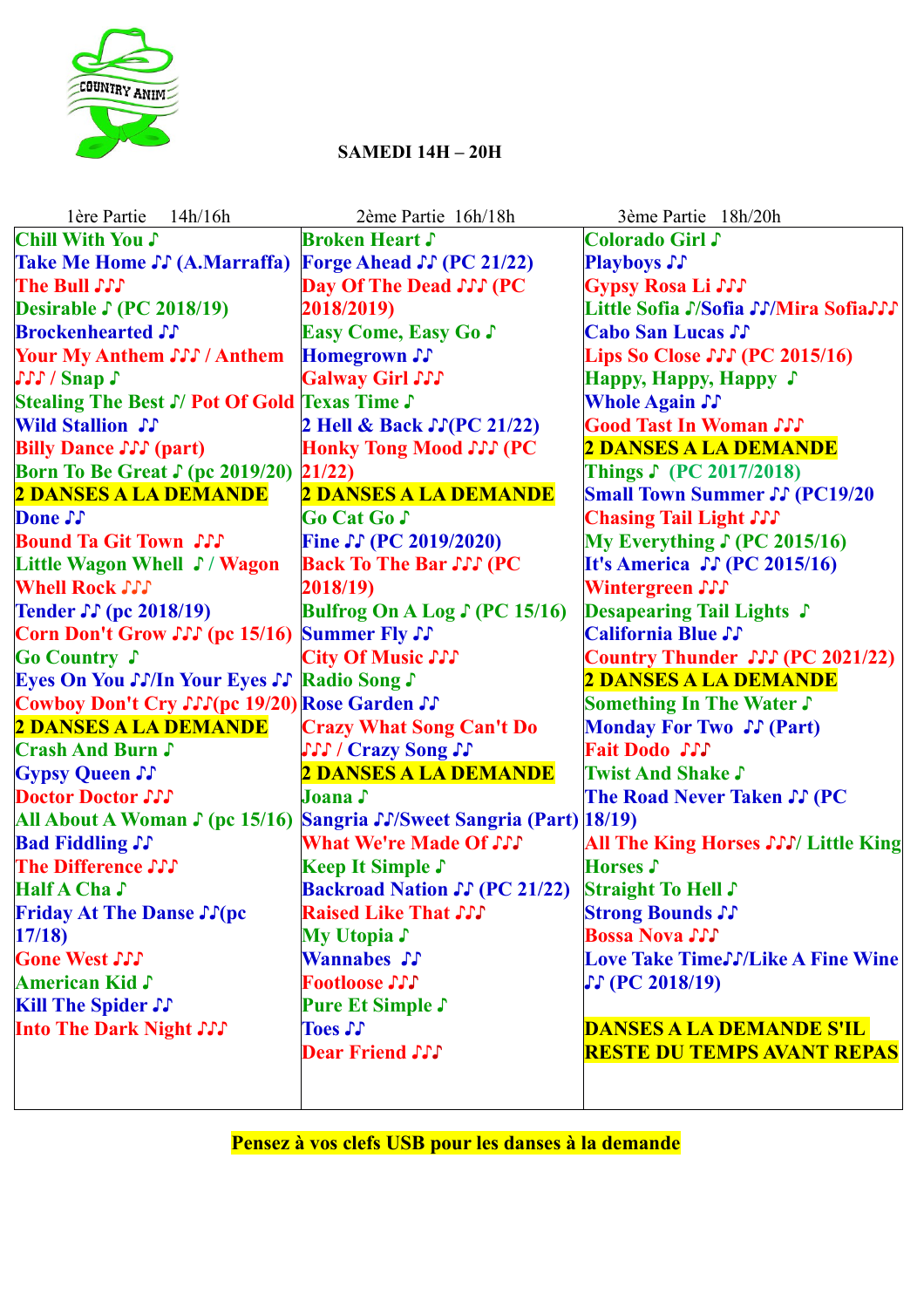**SAMEDI 14H – 20H**

| 1ère Partie 14h/16h | 2ème Partie 16h/18h | 3ème Partie 18h/20h |
|---|---|---|
| Chill With You ♪ | Broken Heart ♪ | Colorado Girl ♪ |
| Take Me Home ♪♪ (A.Marraffa) | Forge Ahead ♪♪ (PC 21/22) | Playboys ♪♪ |
| The Bull ♪♪♪ | Day Of The Dead ♪♪♪ (PC 2018/2019) | Gypsy Rosa Li ♪♪♪ |
| Desirable ♪ (PC 2018/19) | Easy Come, Easy Go ♪ | Little Sofia ♪/Sofia ♪♪/Mira Sofia♪♪♪ |
| Brockenhearted ♪♪ | Homegrown ♪♪ | Cabo San Lucas ♪♪ |
| Your My Anthem ♪♪♪ / Anthem ♪♪♪ / Snap ♪ | Galway Girl ♪♪♪ | Lips So Close ♪♪♪ (PC 2015/16) |
| Stealing The Best ♪/ Pot Of Gold | Texas Time ♪ | Happy, Happy, Happy ♪ |
| Wild Stallion ♪♪ | 2 Hell & Back ♪♪(PC 21/22) | Whole Again ♪♪ |
| Billy Dance ♪♪♪ (part) | Honky Tong Mood ♪♪♪ (PC 21/22) | Good Tast In Woman ♪♪♪ |
| Born To Be Great ♪ (pc 2019/20) | **2 DANSES A LA DEMANDE** | **2 DANSES A LA DEMANDE** |
| **2 DANSES A LA DEMANDE** | Go Cat Go ♪ | Things ♪ (PC 2017/2018) |
| Done ♪♪ | Fine ♪♪ (PC 2019/2020) | Small Town Summer ♪♪ (PC19/20 |
| Bound Ta Git Town ♪♪♪ | Back To The Bar ♪♪♪ (PC 2018/19) | Chasing Tail Light ♪♪♪ |
| Little Wagon Whell ♪ / Wagon Whell Rock ♪♪♪ | Bulfrog On A Log ♪ (PC 15/16) | My Everything ♪ (PC 2015/16) |
| Tender ♪♪ (pc 2018/19) | Summer Fly ♪♪ | It's America ♪♪ (PC 2015/16) |
| Corn Don't Grow ♪♪♪ (pc 15/16) | City Of Music ♪♪♪ | Wintergreen ♪♪♪ |
| Go Country ♪ | Radio Song ♪ | Desapearing Tail Lights ♪ |
| Eyes On You ♪♪/In Your Eyes ♪♪ | Rose Garden ♪♪ | California Blue ♪♪ |
| Cowboy Don't Cry ♪♪♪(pc 19/20) | Crazy What Song Can't Do ♪♪♪ / Crazy Song ♪♪ | Country Thunder ♪♪♪ (PC 2021/22) |
| **2 DANSES A LA DEMANDE** | **2 DANSES A LA DEMANDE** | **2 DANSES A LA DEMANDE** |
| Crash And Burn ♪ | Joana ♪ | Something In The Water ♪ |
| Gypsy Queen ♪♪ | Sangria ♪♪/Sweet Sangria (Part) | Monday For Two ♪♪ (Part) |
| Doctor Doctor ♪♪♪ | What We're Made Of ♪♪♪ | Fait Dodo ♪♪♪ |
| All About A Woman ♪ (pc 15/16) | Keep It Simple ♪ | Twist And Shake ♪ |
| Bad Fiddling ♪♪ | Backroad Nation ♪♪ (PC 21/22) | The Road Never Taken ♪♪ (PC 18/19) |
| The Difference ♪♪♪ | Raised Like That ♪♪♪ | All The King Horses ♪♪♪/ Little King Horses ♪ |
| Half A Cha ♪ | My Utopia ♪ | Straight To Hell ♪ |
| Friday At The Danse ♪♪(pc 17/18) | Wannabes ♪♪ | Strong Bounds ♪♪ |
| Gone West ♪♪♪ | Footloose ♪♪♪ | Bossa Nova ♪♪♪ |
| American Kid ♪ | Pure Et Simple ♪ | Love Take Time♪♪/Like A Fine Wine ♪♪ (PC 2018/19) |
| Kill The Spider ♪♪ | Toes ♪♪ | |
| Into The Dark Night ♪♪♪ | Dear Friend ♪♪♪ | **DANSES A LA DEMANDE S'IL RESTE DU TEMPS AVANT REPAS** |

**Pensez à vos clefs USB pour les danses à la demande**